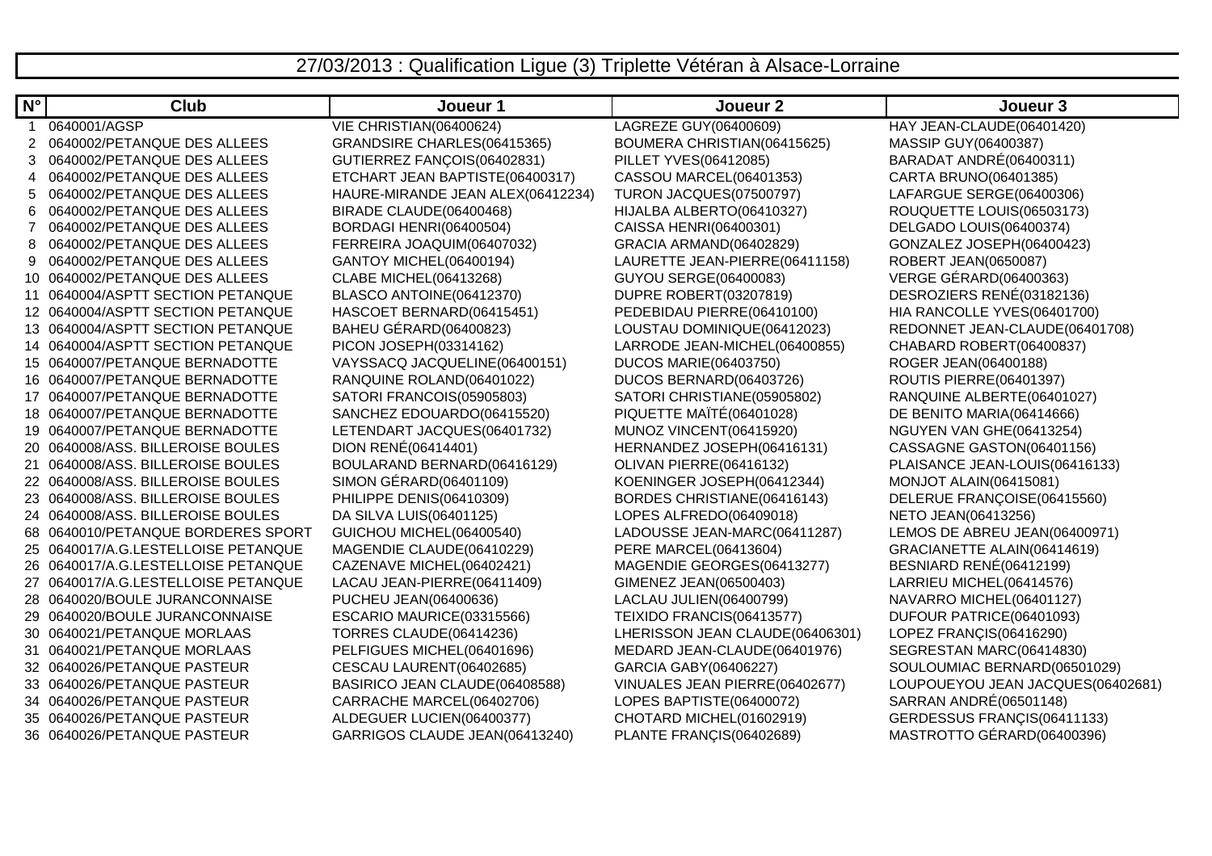# 27/03/2013 : Qualification Ligue (3) Triplette Vétéran à Alsace-Lorraine

| N° | Club | Joueur 1 | Joueur 2 | Joueur 3 |
|---|---|---|---|---|
| 1 | 0640001/AGSP | VIE CHRISTIAN(06400624) | LAGREZE GUY(06400609) | HAY JEAN-CLAUDE(06401420) |
| 2 | 0640002/PETANQUE DES ALLEES | GRANDSIRE CHARLES(06415365) | BOUMERA CHRISTIAN(06415625) | MASSIP GUY(06400387) |
| 3 | 0640002/PETANQUE DES ALLEES | GUTIERREZ FANÇOIS(06402831) | PILLET YVES(06412085) | BARADAT ANDRÉ(06400311) |
| 4 | 0640002/PETANQUE DES ALLEES | ETCHART JEAN BAPTISTE(06400317) | CASSOU MARCEL(06401353) | CARTA BRUNO(06401385) |
| 5 | 0640002/PETANQUE DES ALLEES | HAURE-MIRANDE JEAN ALEX(06412234) | TURON JACQUES(07500797) | LAFARGUE SERGE(06400306) |
| 6 | 0640002/PETANQUE DES ALLEES | BIRADE CLAUDE(06400468) | HIJALBA ALBERTO(06410327) | ROUQUETTE LOUIS(06503173) |
| 7 | 0640002/PETANQUE DES ALLEES | BORDAGI HENRI(06400504) | CAISSA HENRI(06400301) | DELGADO LOUIS(06400374) |
| 8 | 0640002/PETANQUE DES ALLEES | FERREIRA JOAQUIM(06407032) | GRACIA ARMAND(06402829) | GONZALEZ JOSEPH(06400423) |
| 9 | 0640002/PETANQUE DES ALLEES | GANTOY MICHEL(06400194) | LAURETTE JEAN-PIERRE(06411158) | ROBERT JEAN(0650087) |
| 10 | 0640002/PETANQUE DES ALLEES | CLABE MICHEL(06413268) | GUYOU SERGE(06400083) | VERGE GÉRARD(06400363) |
| 11 | 0640004/ASPTT SECTION PETANQUE | BLASCO ANTOINE(06412370) | DUPRE ROBERT(03207819) | DESROZIERS RENÉ(03182136) |
| 12 | 0640004/ASPTT SECTION PETANQUE | HASCOET BERNARD(06415451) | PEDEBIDAU PIERRE(06410100) | HIA RANCOLLE YVES(06401700) |
| 13 | 0640004/ASPTT SECTION PETANQUE | BAHEU GÉRARD(06400823) | LOUSTAU DOMINIQUE(06412023) | REDONNET JEAN-CLAUDE(06401708) |
| 14 | 0640004/ASPTT SECTION PETANQUE | PICON JOSEPH(03314162) | LARRODE JEAN-MICHEL(06400855) | CHABARD ROBERT(06400837) |
| 15 | 0640007/PETANQUE BERNADOTTE | VAYSSACQ JACQUELINE(06400151) | DUCOS MARIE(06403750) | ROGER JEAN(06400188) |
| 16 | 0640007/PETANQUE BERNADOTTE | RANQUINE ROLAND(06401022) | DUCOS BERNARD(06403726) | ROUTIS PIERRE(06401397) |
| 17 | 0640007/PETANQUE BERNADOTTE | SATORI FRANCOIS(05905803) | SATORI CHRISTIANE(05905802) | RANQUINE ALBERTE(06401027) |
| 18 | 0640007/PETANQUE BERNADOTTE | SANCHEZ EDOUARDO(06415520) | PIQUETTE MAÏTÉ(06401028) | DE BENITO MARIA(06414666) |
| 19 | 0640007/PETANQUE BERNADOTTE | LETENDART JACQUES(06401732) | MUNOZ VINCENT(06415920) | NGUYEN VAN GHE(06413254) |
| 20 | 0640008/ASS. BILLEROISE BOULES | DION RENÉ(06414401) | HERNANDEZ JOSEPH(06416131) | CASSAGNE GASTON(06401156) |
| 21 | 0640008/ASS. BILLEROISE BOULES | BOULARAND BERNARD(06416129) | OLIVAN PIERRE(06416132) | PLAISANCE JEAN-LOUIS(06416133) |
| 22 | 0640008/ASS. BILLEROISE BOULES | SIMON GÉRARD(06401109) | KOENINGER JOSEPH(06412344) | MONJOT ALAIN(06415081) |
| 23 | 0640008/ASS. BILLEROISE BOULES | PHILIPPE DENIS(06410309) | BORDES CHRISTIANE(06416143) | DELERUE FRANÇOISE(06415560) |
| 24 | 0640008/ASS. BILLEROISE BOULES | DA SILVA LUIS(06401125) | LOPES ALFREDO(06409018) | NETO JEAN(06413256) |
| 68 | 0640010/PETANQUE BORDERES SPORT | GUICHOU MICHEL(06400540) | LADOUSSE JEAN-MARC(06411287) | LEMOS DE ABREU JEAN(06400971) |
| 25 | 0640017/A.G.LESTELLOISE PETANQUE | MAGENDIE CLAUDE(06410229) | PERE MARCEL(06413604) | GRACIANETTE ALAIN(06414619) |
| 26 | 0640017/A.G.LESTELLOISE PETANQUE | CAZENAVE MICHEL(06402421) | MAGENDIE GEORGES(06413277) | BESNIARD RENÉ(06412199) |
| 27 | 0640017/A.G.LESTELLOISE PETANQUE | LACAU JEAN-PIERRE(06411409) | GIMENEZ JEAN(06500403) | LARRIEU MICHEL(06414576) |
| 28 | 0640020/BOULE JURANCONNAISE | PUCHEU JEAN(06400636) | LACLAU JULIEN(06400799) | NAVARRO MICHEL(06401127) |
| 29 | 0640020/BOULE JURANCONNAISE | ESCARIO MAURICE(03315566) | TEIXIDO FRANCIS(06413577) | DUFOUR PATRICE(06401093) |
| 30 | 0640021/PETANQUE MORLAAS | TORRES CLAUDE(06414236) | LHERISSON JEAN CLAUDE(06406301) | LOPEZ FRANÇIS(06416290) |
| 31 | 0640021/PETANQUE MORLAAS | PELFIGUES MICHEL(06401696) | MEDARD JEAN-CLAUDE(06401976) | SEGRESTAN MARC(06414830) |
| 32 | 0640026/PETANQUE PASTEUR | CESCAU LAURENT(06402685) | GARCIA GABY(06406227) | SOULOUMIAC BERNARD(06501029) |
| 33 | 0640026/PETANQUE PASTEUR | BASIRICO JEAN CLAUDE(06408588) | VINUALES JEAN PIERRE(06402677) | LOUPOUEYOU JEAN JACQUES(06402681) |
| 34 | 0640026/PETANQUE PASTEUR | CARRACHE MARCEL(06402706) | LOPES BAPTISTE(06400072) | SARRAN ANDRÉ(06501148) |
| 35 | 0640026/PETANQUE PASTEUR | ALDEGUER LUCIEN(06400377) | CHOTARD MICHEL(01602919) | GERDESSUS FRANÇIS(06411133) |
| 36 | 0640026/PETANQUE PASTEUR | GARRIGOS CLAUDE JEAN(06413240) | PLANTE FRANÇIS(06402689) | MASTROTTO GÉRARD(06400396) |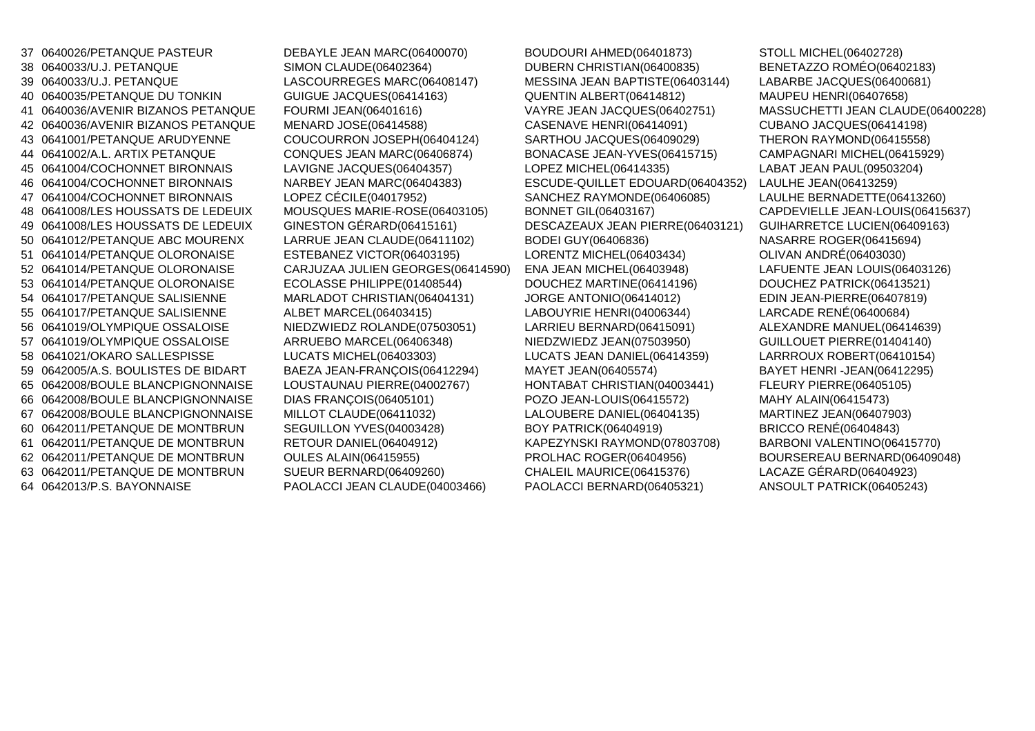| | | | | |
|---|---|---|---|---|
| 37 | 0640026/PETANQUE PASTEUR | DEBAYLE JEAN MARC(06400070) | BOUDOURI AHMED(06401873) | STOLL MICHEL(06402728) |
| 38 | 0640033/U.J. PETANQUE | SIMON CLAUDE(06402364) | DUBERN CHRISTIAN(06400835) | BENETAZZO ROMÉO(06402183) |
| 39 | 0640033/U.J. PETANQUE | LASCOURREGES MARC(06408147) | MESSINA JEAN BAPTISTE(06403144) | LABARBE JACQUES(06400681) |
| 40 | 0640035/PETANQUE DU TONKIN | GUIGUE JACQUES(06414163) | QUENTIN ALBERT(06414812) | MAUPEU HENRI(06407658) |
| 41 | 0640036/AVENIR BIZANOS PETANQUE | FOURMI JEAN(06401616) | VAYRE JEAN JACQUES(06402751) | MASSUCHETTI JEAN CLAUDE(06400228) |
| 42 | 0640036/AVENIR BIZANOS PETANQUE | MENARD JOSE(06414588) | CASENAVE HENRI(06414091) | CUBANO JACQUES(06414198) |
| 43 | 0641001/PETANQUE ARUDYENNE | COUCOURRON JOSEPH(06404124) | SARTHOU JACQUES(06409029) | THERON RAYMOND(06415558) |
| 44 | 0641002/A.L. ARTIX PETANQUE | CONQUES JEAN MARC(06406874) | BONACASE JEAN-YVES(06415715) | CAMPAGNARI MICHEL(06415929) |
| 45 | 0641004/COCHONNET BIRONNAIS | LAVIGNE JACQUES(06404357) | LOPEZ MICHEL(06414335) | LABAT JEAN PAUL(09503204) |
| 46 | 0641004/COCHONNET BIRONNAIS | NARBEY JEAN MARC(06404383) | ESCUDE-QUILLET EDOUARD(06404352) | LAULHE JEAN(06413259) |
| 47 | 0641004/COCHONNET BIRONNAIS | LOPEZ CÉCILE(04017952) | SANCHEZ RAYMONDE(06406085) | LAULHE BERNADETTE(06413260) |
| 48 | 0641008/LES HOUSSATS DE LEDEUIX | MOUSQUES MARIE-ROSE(06403105) | BONNET GIL(06403167) | CAPDEVIELLE JEAN-LOUIS(06415637) |
| 49 | 0641008/LES HOUSSATS DE LEDEUIX | GINESTON GÉRARD(06415161) | DESCAZEAUX JEAN PIERRE(06403121) | GUIHARRETCE LUCIEN(06409163) |
| 50 | 0641012/PETANQUE ABC MOURENX | LARRUE JEAN CLAUDE(06411102) | BODEI GUY(06406836) | NASARRE ROGER(06415694) |
| 51 | 0641014/PETANQUE OLORONAISE | ESTEBANEZ VICTOR(06403195) | LORENTZ MICHEL(06403434) | OLIVAN ANDRÉ(06403030) |
| 52 | 0641014/PETANQUE OLORONAISE | CARJUZAA JULIEN GEORGES(06414590) | ENA JEAN MICHEL(06403948) | LAFUENTE JEAN LOUIS(06403126) |
| 53 | 0641014/PETANQUE OLORONAISE | ECOLASSE PHILIPPE(01408544) | DOUCHEZ MARTINE(06414196) | DOUCHEZ PATRICK(06413521) |
| 54 | 0641017/PETANQUE SALISIENNE | MARLADOT CHRISTIAN(06404131) | JORGE ANTONIO(06414012) | EDIN JEAN-PIERRE(06407819) |
| 55 | 0641017/PETANQUE SALISIENNE | ALBET MARCEL(06403415) | LABOUYRIE HENRI(04006344) | LARCADE RENÉ(06400684) |
| 56 | 0641019/OLYMPIQUE OSSALOISE | NIEDZWIEDZ ROLANDE(07503051) | LARRIEU BERNARD(06415091) | ALEXANDRE MANUEL(06414639) |
| 57 | 0641019/OLYMPIQUE OSSALOISE | ARRUEBO MARCEL(06406348) | NIEDZWIEDZ JEAN(07503950) | GUILLOUET PIERRE(01404140) |
| 58 | 0641021/OKARO SALLESPISSE | LUCATS MICHEL(06403303) | LUCATS JEAN DANIEL(06414359) | LARRROUX ROBERT(06410154) |
| 59 | 0642005/A.S. BOULISTES DE BIDART | BAEZA JEAN-FRANÇOIS(06412294) | MAYET JEAN(06405574) | BAYET HENRI -JEAN(06412295) |
| 65 | 0642008/BOULE BLANCPIGNONNAISE | LOUSTAUNAU PIERRE(04002767) | HONTABAT CHRISTIAN(04003441) | FLEURY PIERRE(06405105) |
| 66 | 0642008/BOULE BLANCPIGNONNAISE | DIAS FRANÇOIS(06405101) | POZO JEAN-LOUIS(06415572) | MAHY ALAIN(06415473) |
| 67 | 0642008/BOULE BLANCPIGNONNAISE | MILLOT CLAUDE(06411032) | LALOUBERE DANIEL(06404135) | MARTINEZ JEAN(06407903) |
| 60 | 0642011/PETANQUE DE MONTBRUN | SEGUILLON YVES(04003428) | BOY PATRICK(06404919) | BRICCO RENÉ(06404843) |
| 61 | 0642011/PETANQUE DE MONTBRUN | RETOUR DANIEL(06404912) | KAPEZYNSKI RAYMOND(07803708) | BARBONI VALENTINO(06415770) |
| 62 | 0642011/PETANQUE DE MONTBRUN | OULES ALAIN(06415955) | PROLHAC ROGER(06404956) | BOURSEREAU BERNARD(06409048) |
| 63 | 0642011/PETANQUE DE MONTBRUN | SUEUR BERNARD(06409260) | CHALEIL MAURICE(06415376) | LACAZE GÉRARD(06404923) |
| 64 | 0642013/P.S. BAYONNAISE | PAOLACCI JEAN CLAUDE(04003466) | PAOLACCI BERNARD(06405321) | ANSOULT PATRICK(06405243) |